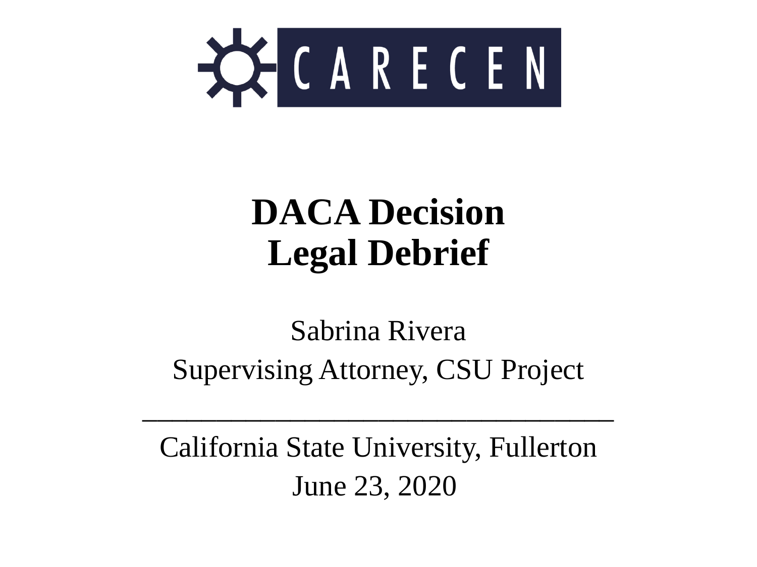CARECEN

# DACA Decision
# Legal Debrief

Sabrina Rivera

Supervising Attorney, CSU Project

---

California State University, Fullerton

June 23, 2020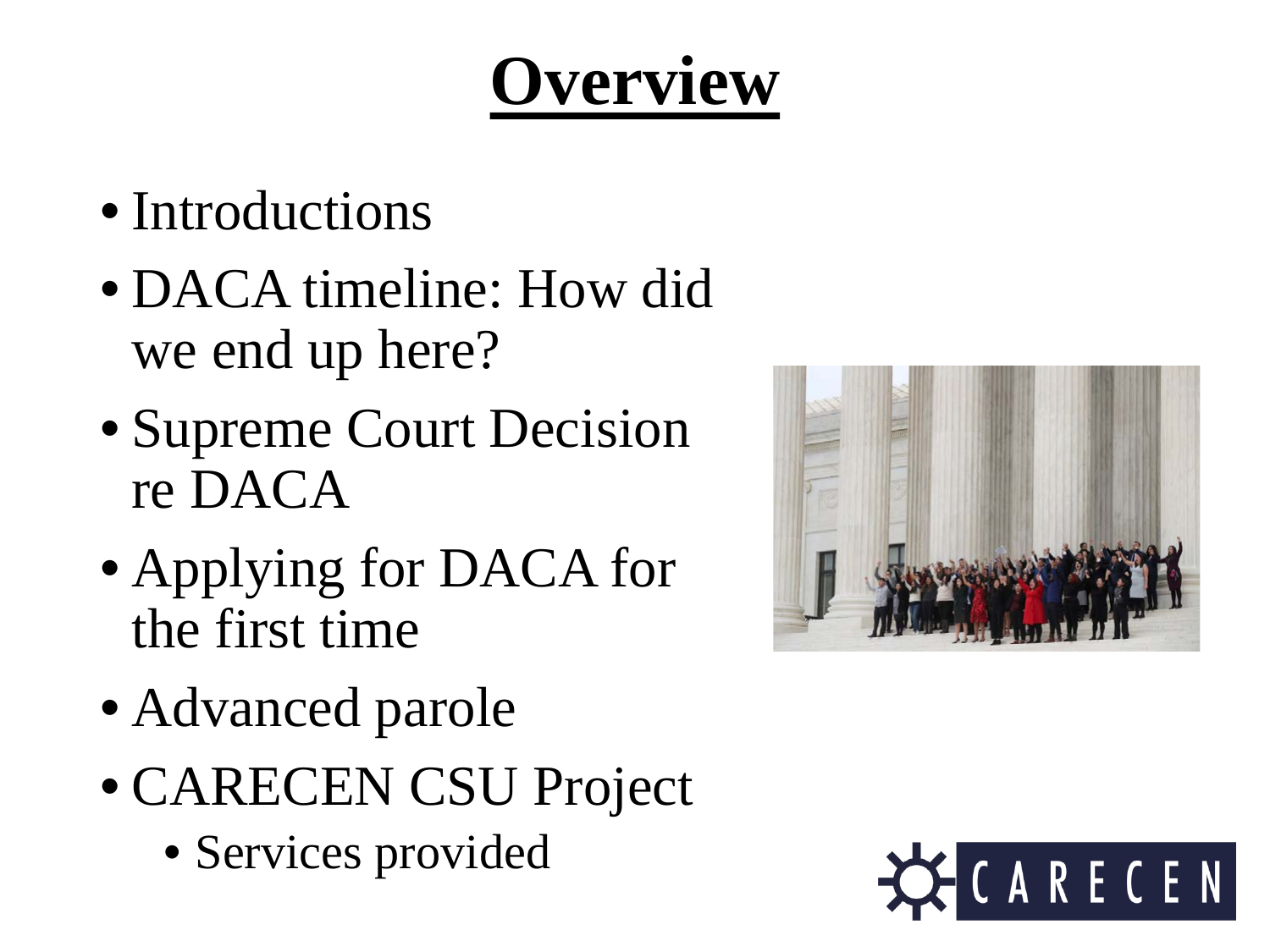# Overview

- Introductions
- DACA timeline: How did we end up here?
- Supreme Court Decision re DACA
- Applying for DACA for the first time
- Advanced parole
- CARECEN CSU Project
  - Services provided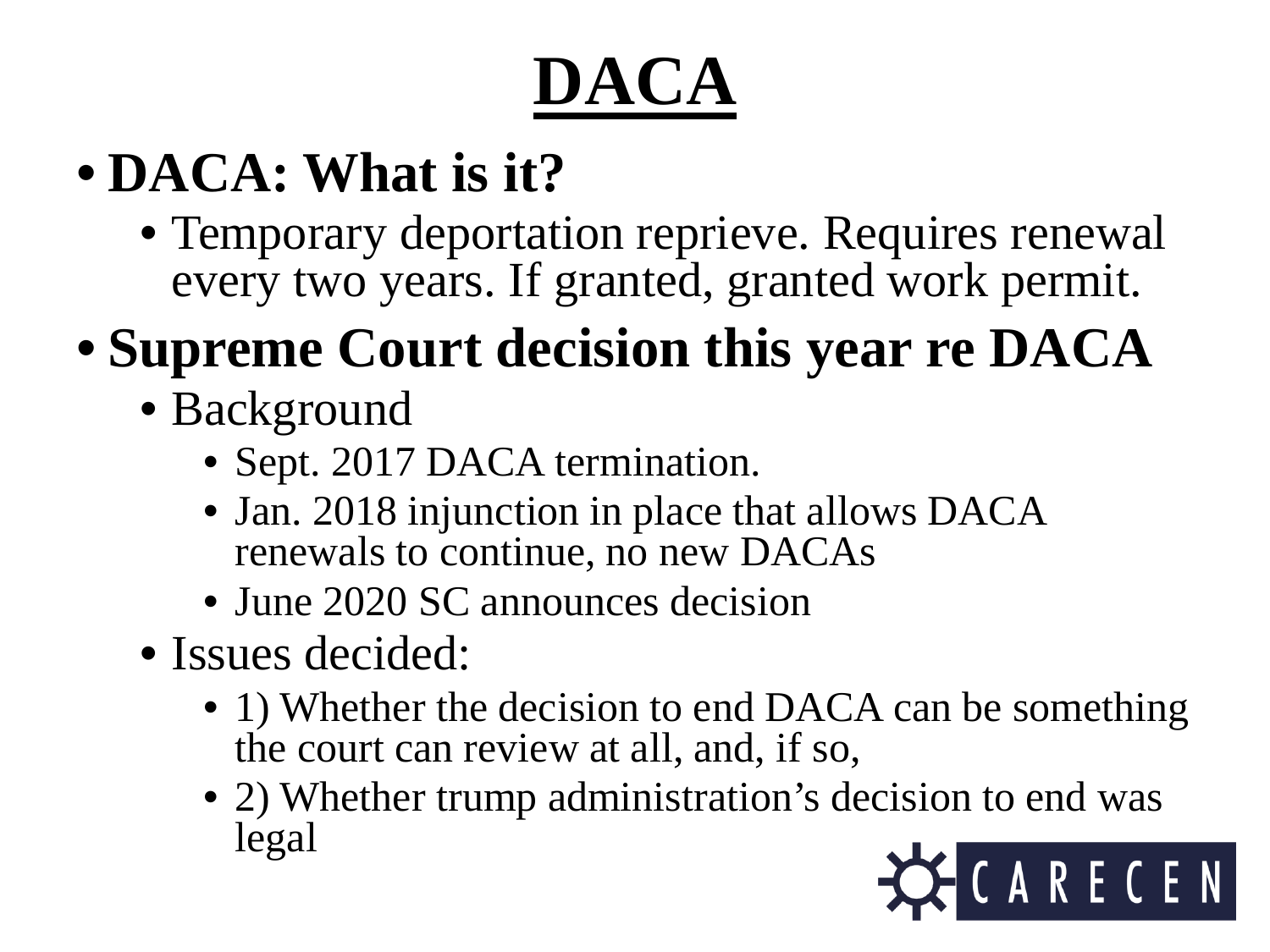# DACA

- **DACA: What is it?**
  - Temporary deportation reprieve. Requires renewal every two years. If granted, granted work permit.
- **Supreme Court decision this year re DACA**
  - Background
    - Sept. 2017 DACA termination.
    - Jan. 2018 injunction in place that allows DACA renewals to continue, no new DACAs
    - June 2020 SC announces decision
  - Issues decided:
    - 1) Whether the decision to end DACA can be something the court can review at all, and, if so,
    - 2) Whether trump administration's decision to end was legal

CARECEN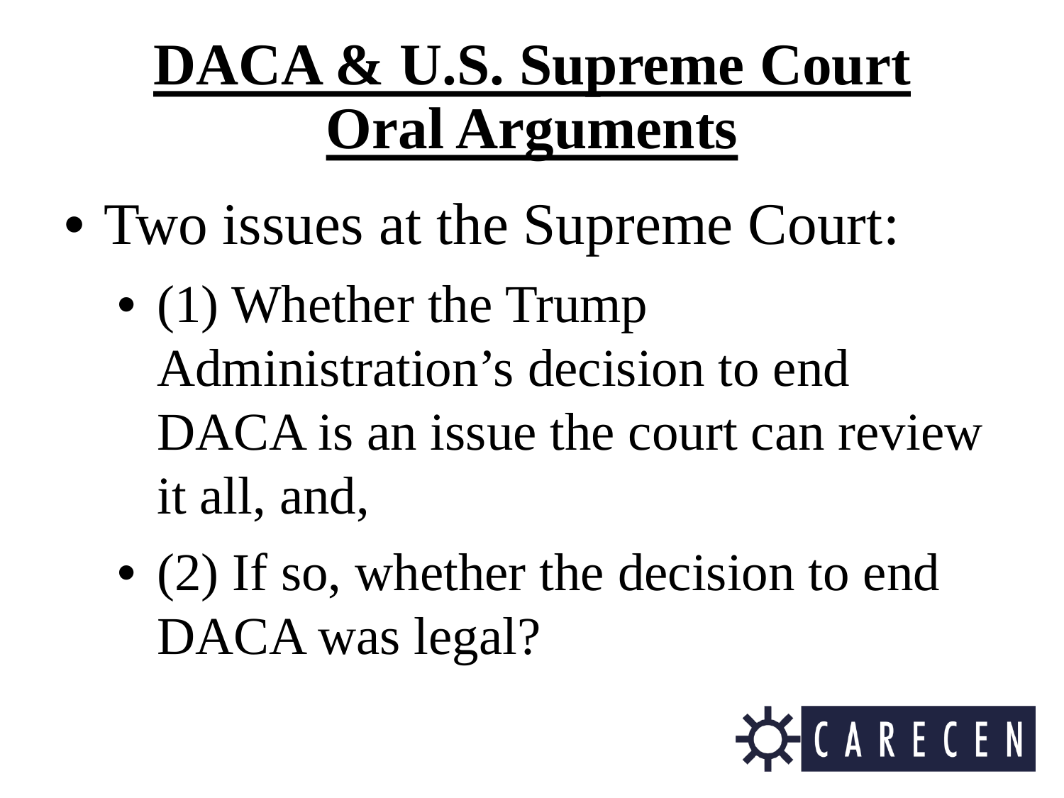# DACA & U.S. Supreme Court Oral Arguments

- Two issues at the Supreme Court:
  - (1) Whether the Trump Administration’s decision to end DACA is an issue the court can review it all, and,
  - (2) If so, whether the decision to end DACA was legal?

CARECEN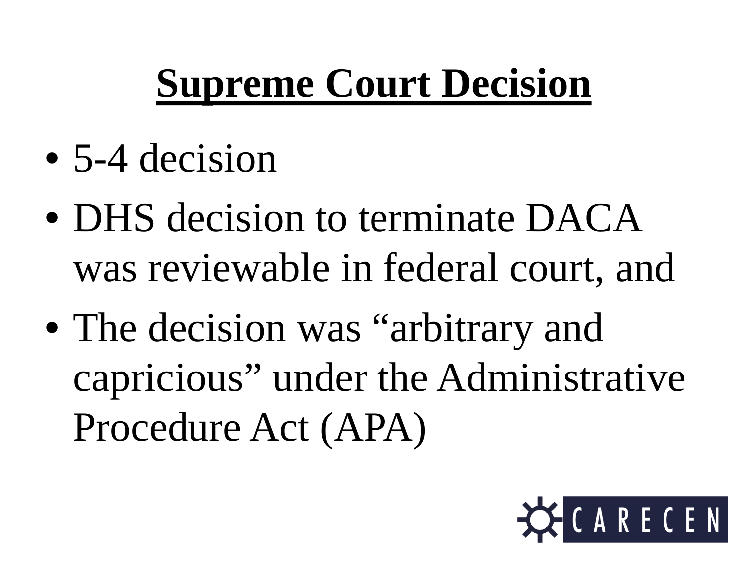# Supreme Court Decision

- 5-4 decision
- DHS decision to terminate DACA was reviewable in federal court, and
- The decision was "arbitrary and capricious" under the Administrative Procedure Act (APA)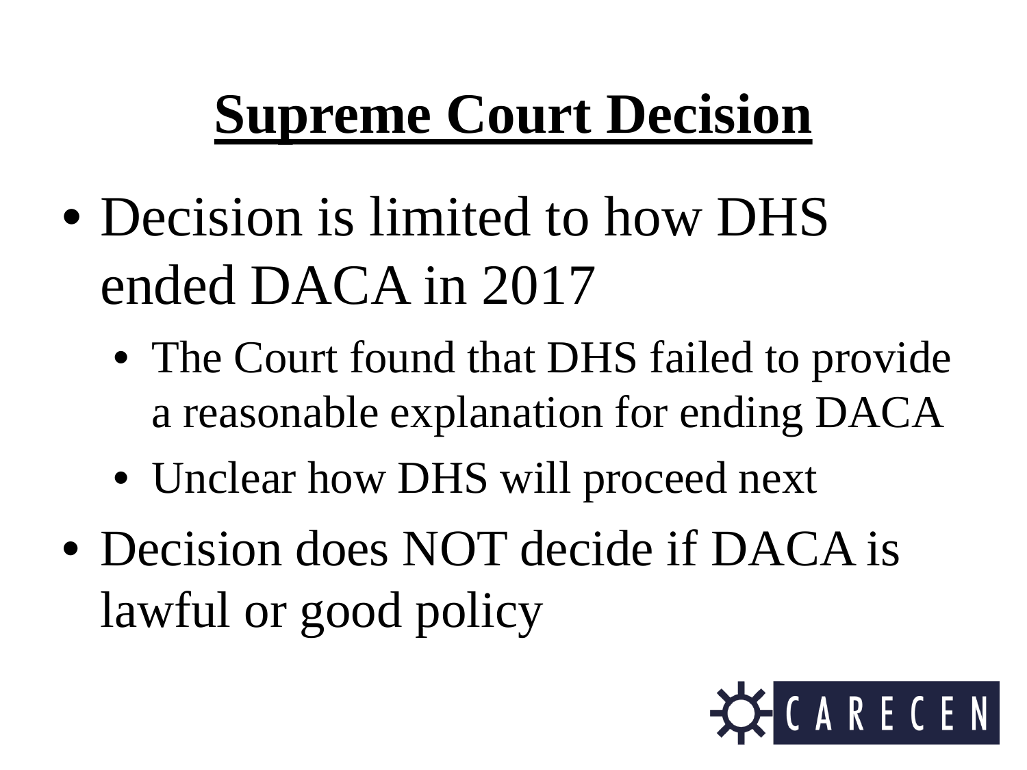# Supreme Court Decision

- Decision is limited to how DHS ended DACA in 2017
  - The Court found that DHS failed to provide a reasonable explanation for ending DACA
  - Unclear how DHS will proceed next
- Decision does NOT decide if DACA is lawful or good policy

CARECEN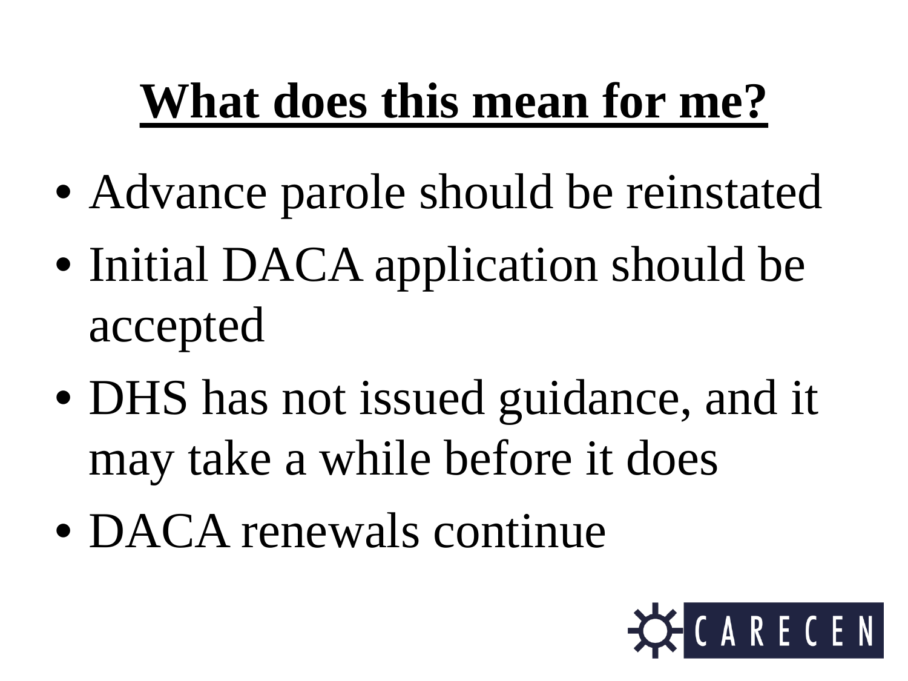# What does this mean for me?

- Advance parole should be reinstated
- Initial DACA application should be accepted
- DHS has not issued guidance, and it may take a while before it does
- DACA renewals continue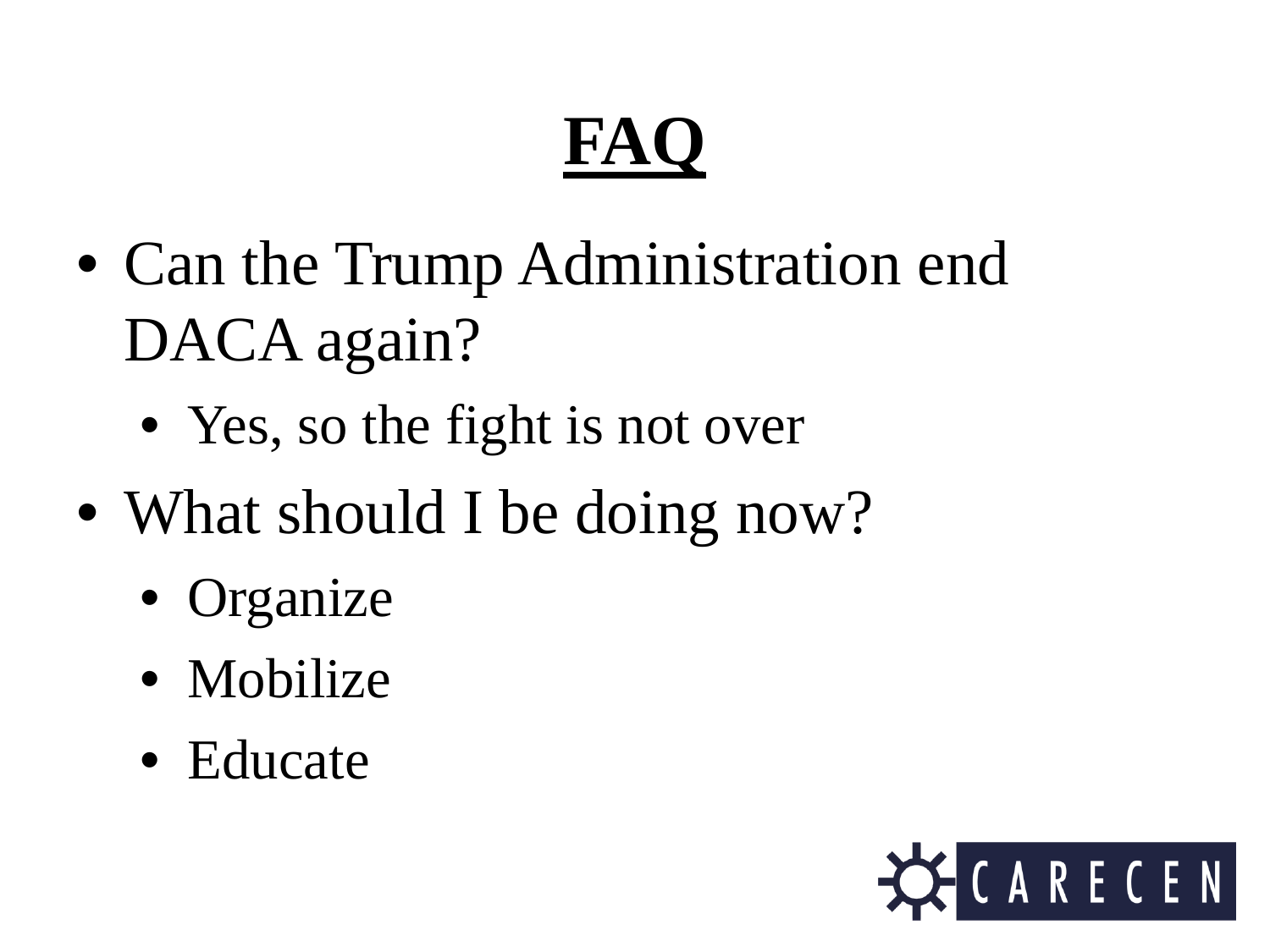# FAQ

- Can the Trump Administration end DACA again?
  - Yes, so the fight is not over
- What should I be doing now?
  - Organize
  - Mobilize
  - Educate

CARECEN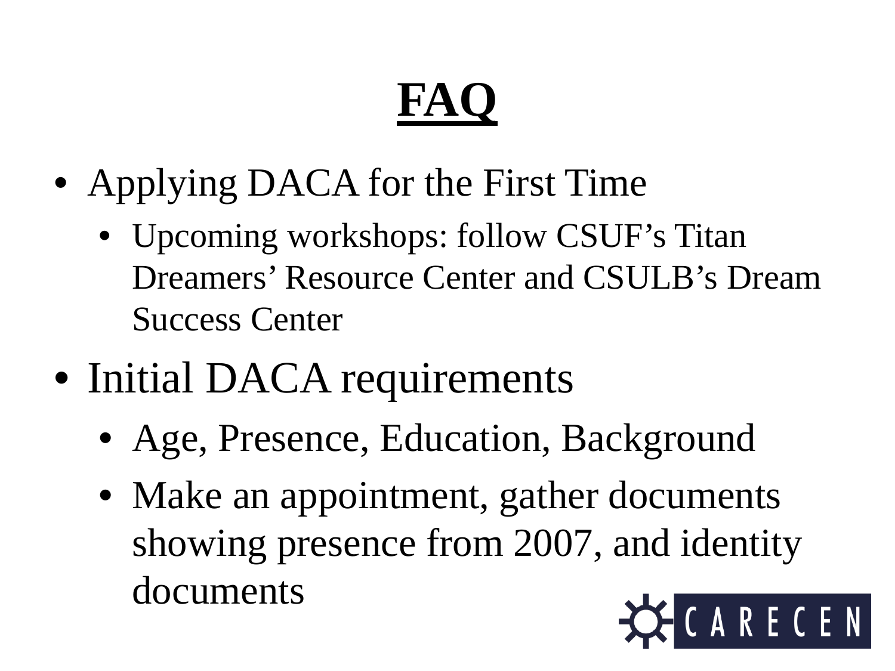# FAQ

- Applying DACA for the First Time
  - Upcoming workshops: follow CSUF's Titan Dreamers' Resource Center and CSULB's Dream Success Center
- Initial DACA requirements
  - Age, Presence, Education, Background
  - Make an appointment, gather documents showing presence from 2007, and identity documents

CARECEN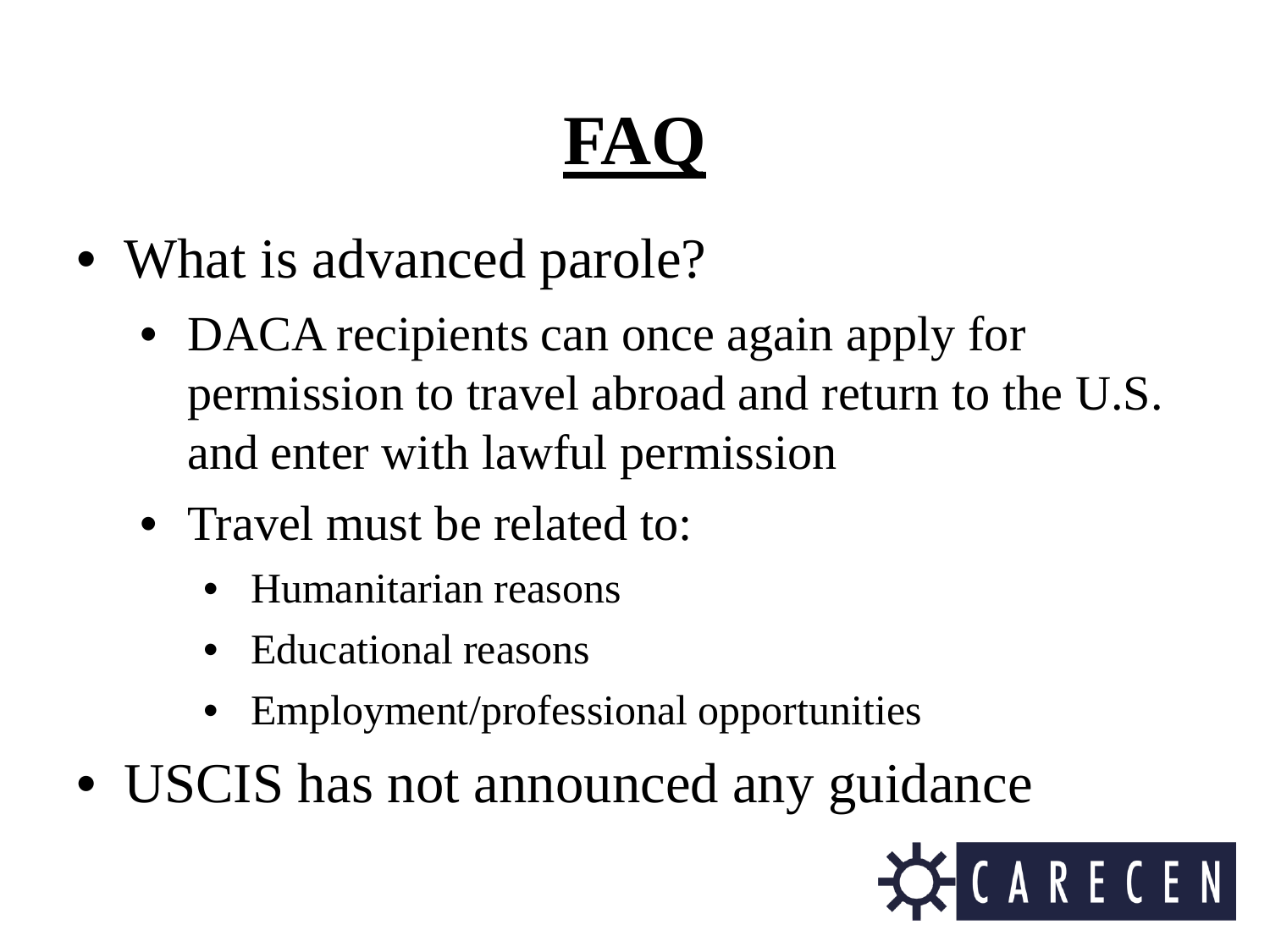# FAQ

- What is advanced parole?
  - DACA recipients can once again apply for permission to travel abroad and return to the U.S. and enter with lawful permission
  - Travel must be related to:
    - Humanitarian reasons
    - Educational reasons
    - Employment/professional opportunities
- USCIS has not announced any guidance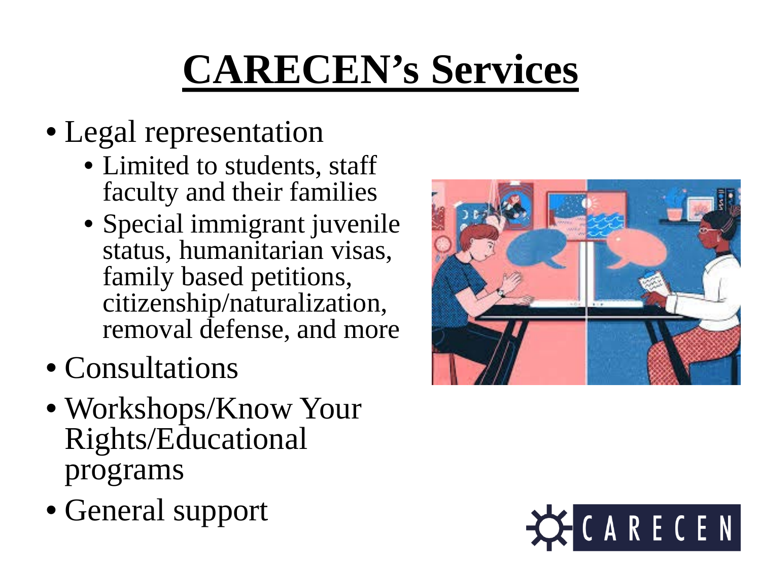# CARECEN's Services

- Legal representation
  - Limited to students, staff faculty and their families
  - Special immigrant juvenile status, humanitarian visas, family based petitions, citizenship/naturalization, removal defense, and more
- Consultations
- Workshops/Know Your Rights/Educational programs
- General support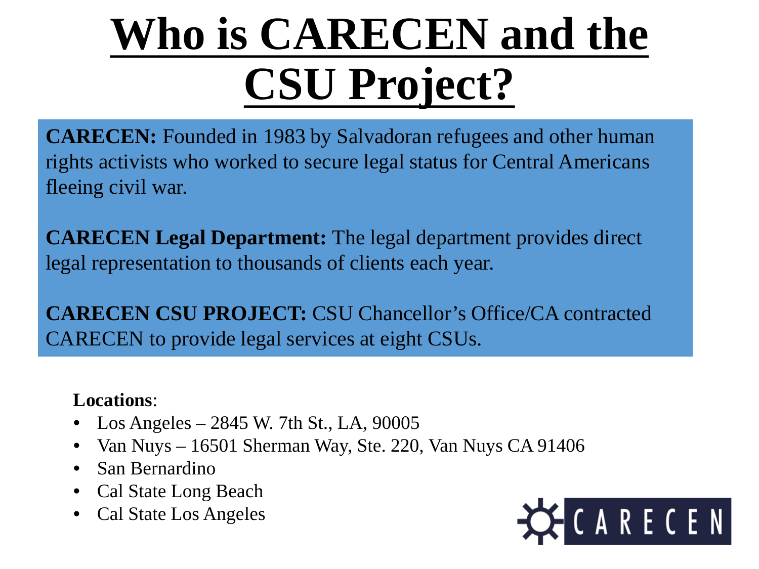# Who is CARECEN and the CSU Project?

**CARECEN:** Founded in 1983 by Salvadoran refugees and other human rights activists who worked to secure legal status for Central Americans fleeing civil war.

**CARECEN Legal Department:** The legal department provides direct legal representation to thousands of clients each year.

**CARECEN CSU PROJECT:** CSU Chancellor's Office/CA contracted CARECEN to provide legal services at eight CSUs.

**Locations**:

- Los Angeles – 2845 W. 7th St., LA, 90005
- Van Nuys – 16501 Sherman Way, Ste. 220, Van Nuys CA 91406
- San Bernardino
- Cal State Long Beach
- Cal State Los Angeles

CARECEN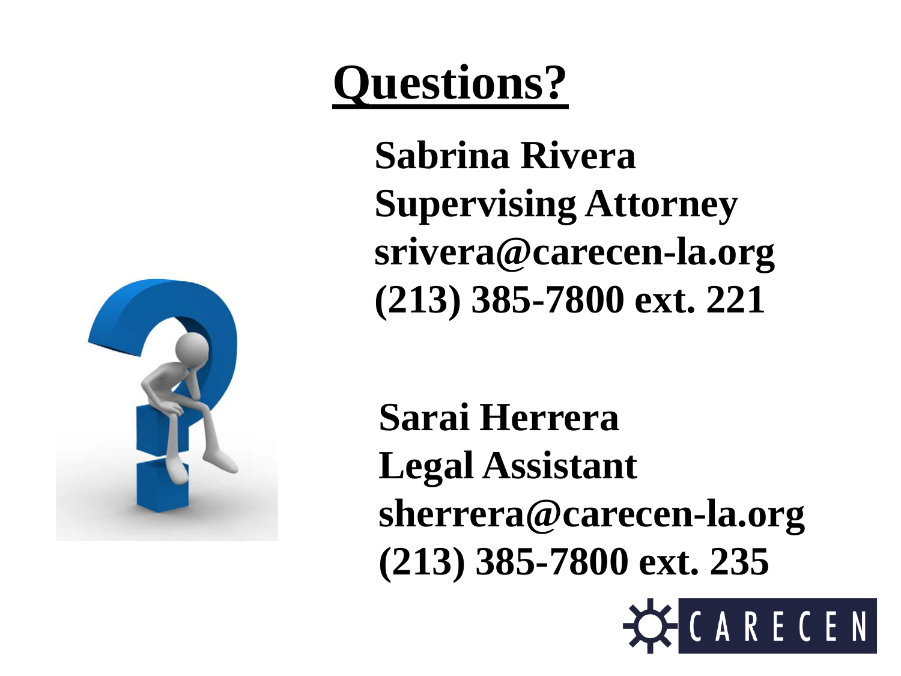# Questions?

**Sabrina Rivera**
**Supervising Attorney**
**srivera@carecen-la.org**
**(213) 385-7800 ext. 221**

**Sarai Herrera**
**Legal Assistant**
**sherrera@carecen-la.org**
**(213) 385-7800 ext. 235**

CARECEN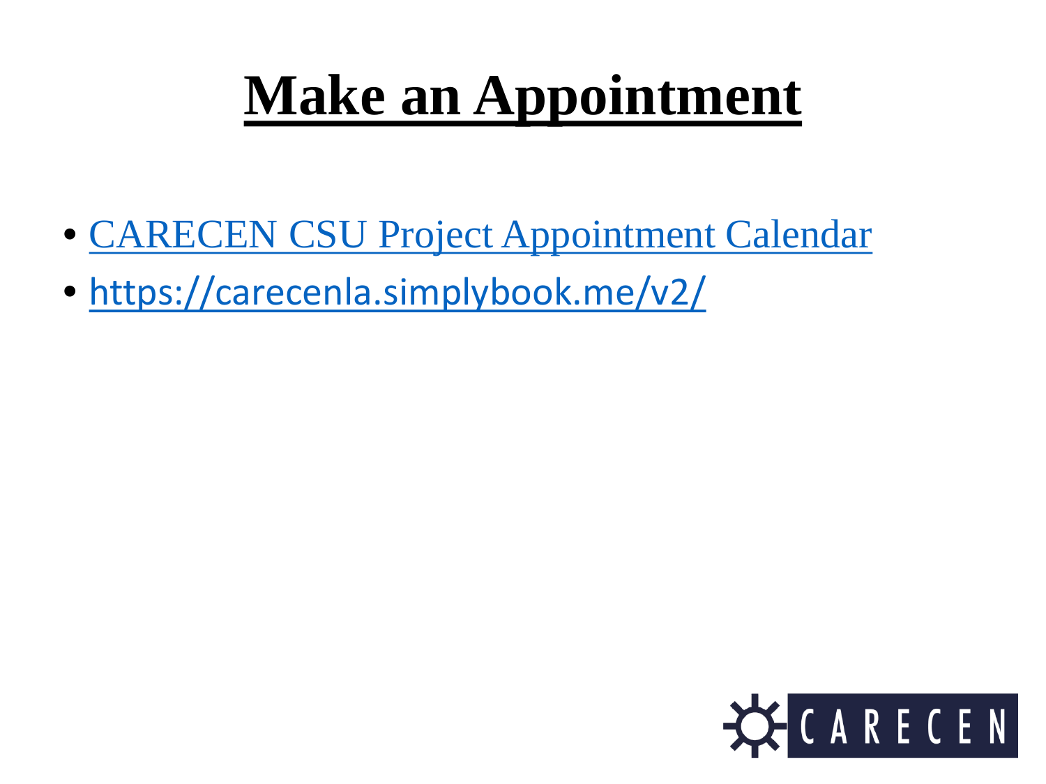# Make an Appointment

- CARECEN CSU Project Appointment Calendar
- https://carecenla.simplybook.me/v2/

CARECEN